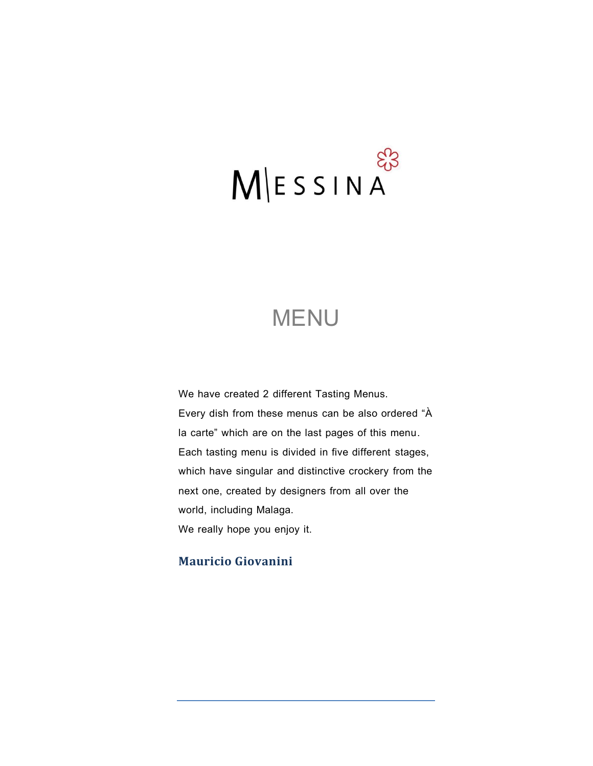# MESSINA

## MENU

We have created 2 different Tasting Menus.
Every dish from these menus can be also ordered "À la carte" which are on the last pages of this menu.
Each tasting menu is divided in five different stages, which have singular and distinctive crockery from the next one, created by designers from all over the world, including Malaga.
We really hope you enjoy it.

**Mauricio Giovanini**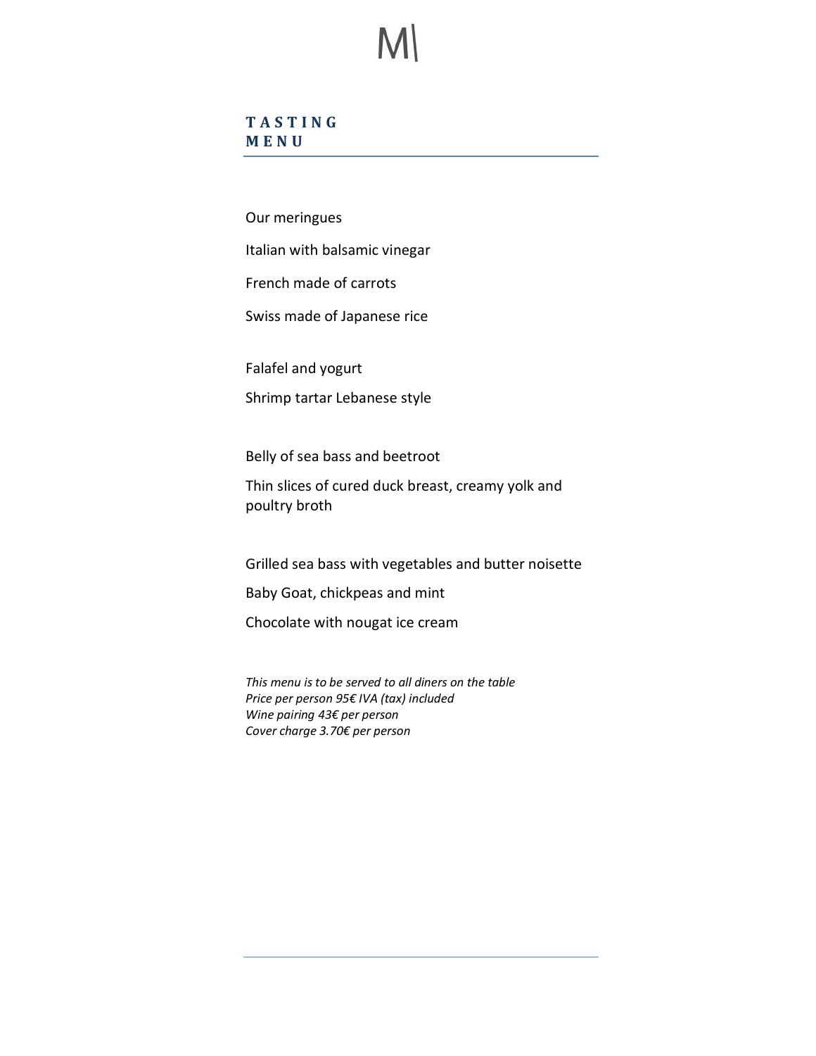M|

## TASTING MENU

Our meringues

Italian with balsamic vinegar

French made of carrots

Swiss made of Japanese rice

Falafel and yogurt

Shrimp tartar Lebanese style

Belly of sea bass and beetroot

Thin slices of cured duck breast, creamy yolk and poultry broth

Grilled sea bass with vegetables and butter noisette

Baby Goat, chickpeas and mint

Chocolate with nougat ice cream

*This menu is to be served to all diners on the table*
*Price per person 95€ IVA (tax) included*
*Wine pairing 43€ per person*
*Cover charge 3.70€ per person*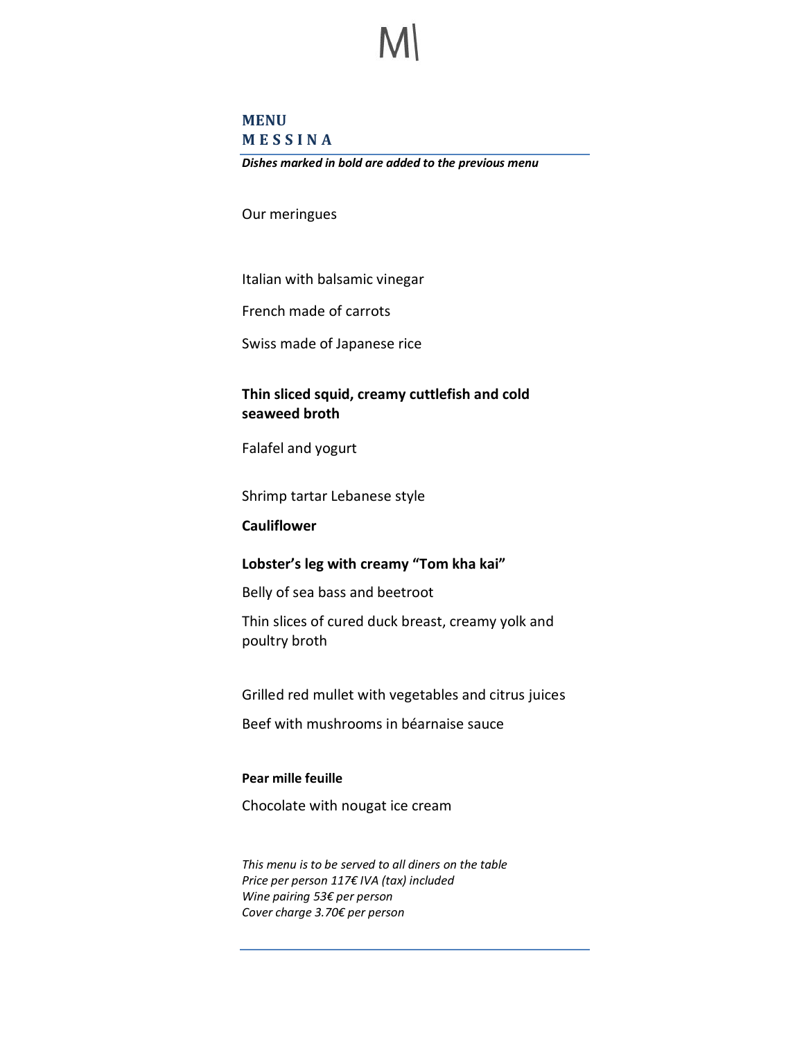M\

## MENU
## M E S S I N A

***Dishes marked in bold are added to the previous menu***

Our meringues

Italian with balsamic vinegar

French made of carrots

Swiss made of Japanese rice

**Thin sliced squid, creamy cuttlefish and cold seaweed broth**

Falafel and yogurt

Shrimp tartar Lebanese style

**Cauliflower**

**Lobster's leg with creamy "Tom kha kai"**

Belly of sea bass and beetroot

Thin slices of cured duck breast, creamy yolk and poultry broth

Grilled red mullet with vegetables and citrus juices

Beef with mushrooms in béarnaise sauce

**Pear mille feuille**

Chocolate with nougat ice cream

*This menu is to be served to all diners on the table*
*Price per person 117€ IVA (tax) included*
*Wine pairing 53€ per person*
*Cover charge 3.70€ per person*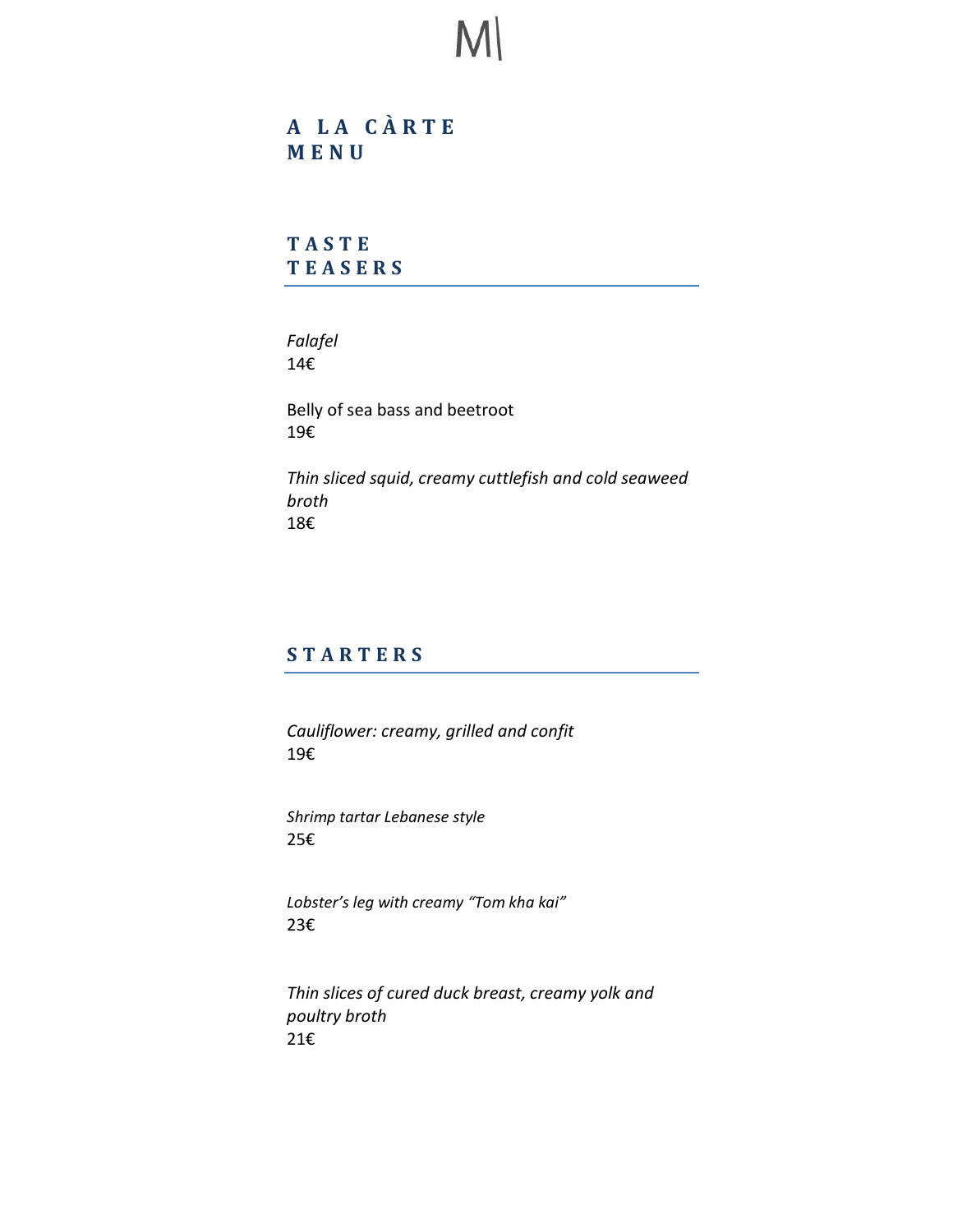M|

# A LA CÀRTE MENU

## TASTE TEASERS

*Falafel*
14€

Belly of sea bass and beetroot
19€

*Thin sliced squid, creamy cuttlefish and cold seaweed broth*
18€

## STARTERS

*Cauliflower: creamy, grilled and confit*
19€

*Shrimp tartar Lebanese style*
25€

*Lobster's leg with creamy "Tom kha kai"*
23€

*Thin slices of cured duck breast, creamy yolk and poultry broth*
21€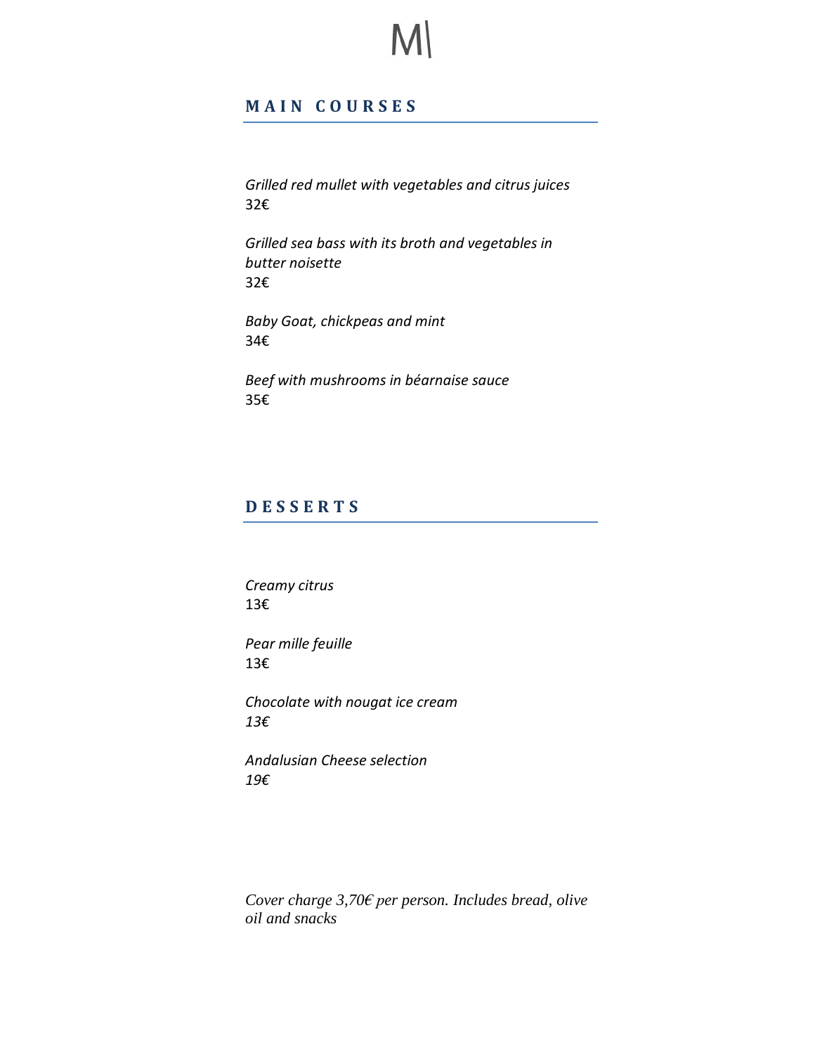M\

## MAIN COURSES

*Grilled red mullet with vegetables and citrus juices*
32€

*Grilled sea bass with its broth and vegetables in butter noisette*
32€

*Baby Goat, chickpeas and mint*
34€

*Beef with mushrooms in béarnaise sauce*
35€

## DESSERTS

*Creamy citrus*
13€

*Pear mille feuille*
13€

*Chocolate with nougat ice cream*
*13€*

*Andalusian Cheese selection*
*19€*

*Cover charge 3,70€ per person. Includes bread, olive oil and snacks*